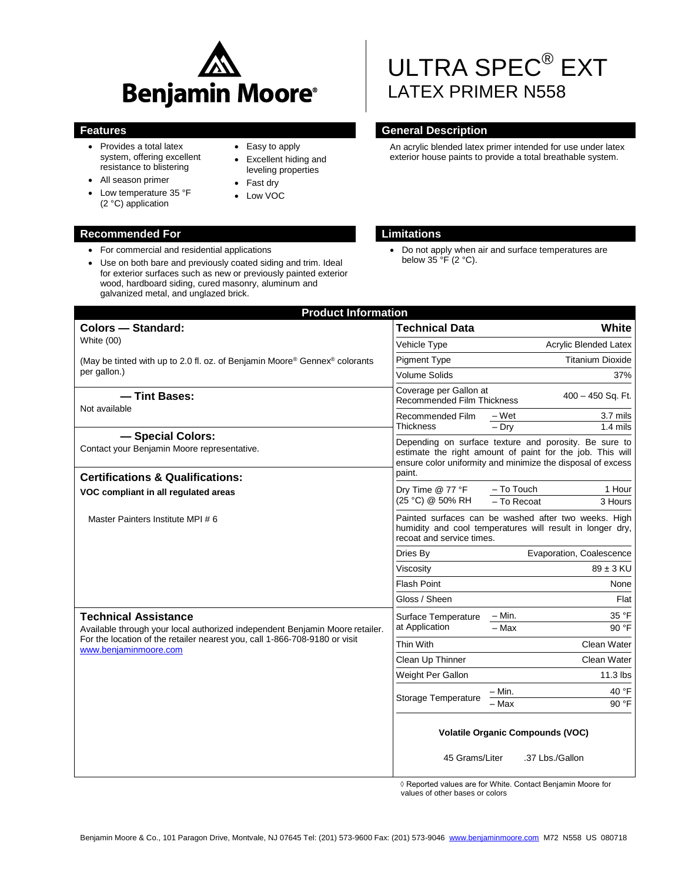# ULTRA SPEC® EXT

## LATEX PRIMER N558

Benjamin Moore®

## Features

- Provides a total latex system, offering excellent resistance to blistering
- All season primer
- Low temperature 35 °F (2 °C) application
- Easy to apply
- Excellent hiding and leveling properties
- Fast dry
- Low VOC

## General Description

An acrylic blended latex primer intended for use under latex exterior house paints to provide a total breathable system.

## Recommended For

- For commercial and residential applications
- Use on both bare and previously coated siding and trim. Ideal for exterior surfaces such as new or previously painted exterior wood, hardboard siding, cured masonry, aluminum and galvanized metal, and unglazed brick.

## Limitations

- Do not apply when air and surface temperatures are below 35 °F (2 °C).

## Product Information

### Colors — Standard:

White (00)

(May be tinted with up to 2.0 fl. oz. of Benjamin Moore® Gennex® colorants per gallon.)

### — Tint Bases:

Not available

### — Special Colors:

Contact your Benjamin Moore representative.

### Certifications & Qualifications:

**VOC compliant in all regulated areas**

Master Painters Institute MPI # 6

### Technical Assistance

Available through your local authorized independent Benjamin Moore retailer. For the location of the retailer nearest you, call 1-866-708-9180 or visit www.benjaminmoore.com

| Technical Data | | White |
|---|---|---|
| Vehicle Type | | Acrylic Blended Latex |
| Pigment Type | | Titanium Dioxide |
| Volume Solids | | 37% |
| Coverage per Gallon at Recommended Film Thickness | | 400 – 450 Sq. Ft. |
| Recommended Film Thickness | – Wet | 3.7 mils |
| | – Dry | 1.4 mils |

Depending on surface texture and porosity. Be sure to estimate the right amount of paint for the job. This will ensure color uniformity and minimize the disposal of excess paint.

| | | |
|---|---|---|
| Dry Time @ 77 °F (25 °C) @ 50% RH | – To Touch | 1 Hour |
| | – To Recoat | 3 Hours |

Painted surfaces can be washed after two weeks. High humidity and cool temperatures will result in longer dry, recoat and service times.

| | | |
|---|---|---|
| Dries By | | Evaporation, Coalescence |
| Viscosity | | 89 ± 3 KU |
| Flash Point | | None |
| Gloss / Sheen | | Flat |
| Surface Temperature at Application | – Min. | 35 °F |
| | – Max | 90 °F |
| Thin With | | Clean Water |
| Clean Up Thinner | | Clean Water |
| Weight Per Gallon | | 11.3 lbs |
| Storage Temperature | – Min. | 40 °F |
| | – Max | 90 °F |

**Volatile Organic Compounds (VOC)**

45 Grams/Liter .37 Lbs./Gallon

◊ Reported values are for White. Contact Benjamin Moore for values of other bases or colors

Benjamin Moore & Co., 101 Paragon Drive, Montvale, NJ 07645 Tel: (201) 573-9600 Fax: (201) 573-9046 www.benjaminmoore.com M72 N558 US 080718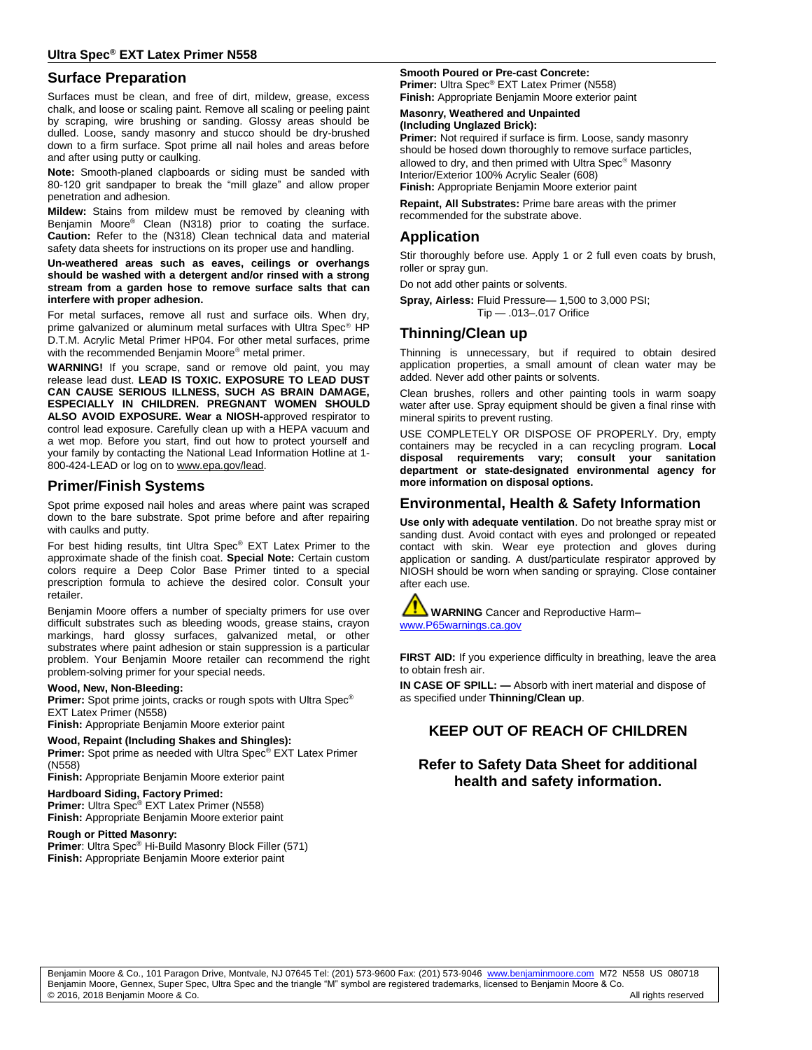## Surface Preparation

Surfaces must be clean, and free of dirt, mildew, grease, excess chalk, and loose or scaling paint. Remove all scaling or peeling paint by scraping, wire brushing or sanding. Glossy areas should be dulled. Loose, sandy masonry and stucco should be dry-brushed down to a firm surface. Spot prime all nail holes and areas before and after using putty or caulking.

**Note:** Smooth-planed clapboards or siding must be sanded with 80-120 grit sandpaper to break the "mill glaze" and allow proper penetration and adhesion.

**Mildew:** Stains from mildew must be removed by cleaning with Benjamin Moore® Clean (N318) prior to coating the surface. **Caution:** Refer to the (N318) Clean technical data and material safety data sheets for instructions on its proper use and handling.

**Un-weathered areas such as eaves, ceilings or overhangs should be washed with a detergent and/or rinsed with a strong stream from a garden hose to remove surface salts that can interfere with proper adhesion.**

For metal surfaces, remove all rust and surface oils. When dry, prime galvanized or aluminum metal surfaces with Ultra Spec® HP D.T.M. Acrylic Metal Primer HP04. For other metal surfaces, prime with the recommended Benjamin Moore® metal primer.

**WARNING!** If you scrape, sand or remove old paint, you may release lead dust. **LEAD IS TOXIC. EXPOSURE TO LEAD DUST CAN CAUSE SERIOUS ILLNESS, SUCH AS BRAIN DAMAGE, ESPECIALLY IN CHILDREN. PREGNANT WOMEN SHOULD ALSO AVOID EXPOSURE. Wear a NIOSH-**approved respirator to control lead exposure. Carefully clean up with a HEPA vacuum and a wet mop. Before you start, find out how to protect yourself and your family by contacting the National Lead Information Hotline at 1-800-424-LEAD or log on to www.epa.gov/lead.

## Primer/Finish Systems

Spot prime exposed nail holes and areas where paint was scraped down to the bare substrate. Spot prime before and after repairing with caulks and putty.

For best hiding results, tint Ultra Spec® EXT Latex Primer to the approximate shade of the finish coat. **Special Note:** Certain custom colors require a Deep Color Base Primer tinted to a special prescription formula to achieve the desired color. Consult your retailer.

Benjamin Moore offers a number of specialty primers for use over difficult substrates such as bleeding woods, grease stains, crayon markings, hard glossy surfaces, galvanized metal, or other substrates where paint adhesion or stain suppression is a particular problem. Your Benjamin Moore retailer can recommend the right problem-solving primer for your special needs.

**Wood, New, Non-Bleeding:**
**Primer:** Spot prime joints, cracks or rough spots with Ultra Spec® EXT Latex Primer (N558)
**Finish:** Appropriate Benjamin Moore exterior paint

**Wood, Repaint (Including Shakes and Shingles):**
**Primer:** Spot prime as needed with Ultra Spec® EXT Latex Primer (N558)
**Finish:** Appropriate Benjamin Moore exterior paint

**Hardboard Siding, Factory Primed:**
**Primer:** Ultra Spec® EXT Latex Primer (N558)
**Finish:** Appropriate Benjamin Moore exterior paint

**Rough or Pitted Masonry:**
**Primer**: Ultra Spec® Hi-Build Masonry Block Filler (571)
**Finish:** Appropriate Benjamin Moore exterior paint

**Smooth Poured or Pre-cast Concrete:**
**Primer:** Ultra Spec® EXT Latex Primer (N558)
**Finish:** Appropriate Benjamin Moore exterior paint

**Masonry, Weathered and Unpainted (Including Unglazed Brick):**
**Primer:** Not required if surface is firm. Loose, sandy masonry should be hosed down thoroughly to remove surface particles, allowed to dry, and then primed with Ultra Spec® Masonry Interior/Exterior 100% Acrylic Sealer (608)
**Finish:** Appropriate Benjamin Moore exterior paint

**Repaint, All Substrates:** Prime bare areas with the primer recommended for the substrate above.

## Application

Stir thoroughly before use. Apply 1 or 2 full even coats by brush, roller or spray gun.

Do not add other paints or solvents.

**Spray, Airless:** Fluid Pressure— 1,500 to 3,000 PSI;
Tip — .013–.017 Orifice

## Thinning/Clean up

Thinning is unnecessary, but if required to obtain desired application properties, a small amount of clean water may be added. Never add other paints or solvents.

Clean brushes, rollers and other painting tools in warm soapy water after use. Spray equipment should be given a final rinse with mineral spirits to prevent rusting.

USE COMPLETELY OR DISPOSE OF PROPERLY. Dry, empty containers may be recycled in a can recycling program. **Local disposal requirements vary; consult your sanitation department or state-designated environmental agency for more information on disposal options.**

## Environmental, Health & Safety Information

**Use only with adequate ventilation**. Do not breathe spray mist or sanding dust. Avoid contact with eyes and prolonged or repeated contact with skin. Wear eye protection and gloves during application or sanding. A dust/particulate respirator approved by NIOSH should be worn when sanding or spraying. Close container after each use.

**WARNING** Cancer and Reproductive Harm– www.P65warnings.ca.gov

**FIRST AID:** If you experience difficulty in breathing, leave the area to obtain fresh air.

**IN CASE OF SPILL: —** Absorb with inert material and dispose of as specified under **Thinning/Clean up**.

**KEEP OUT OF REACH OF CHILDREN**

**Refer to Safety Data Sheet for additional health and safety information.**

Benjamin Moore & Co., 101 Paragon Drive, Montvale, NJ 07645 Tel: (201) 573-9600 Fax: (201) 573-9046 www.benjaminmoore.com M72 N558 US 080718
Benjamin Moore, Gennex, Super Spec, Ultra Spec and the triangle "M" symbol are registered trademarks, licensed to Benjamin Moore & Co.
© 2016, 2018 Benjamin Moore & Co. All rights reserved